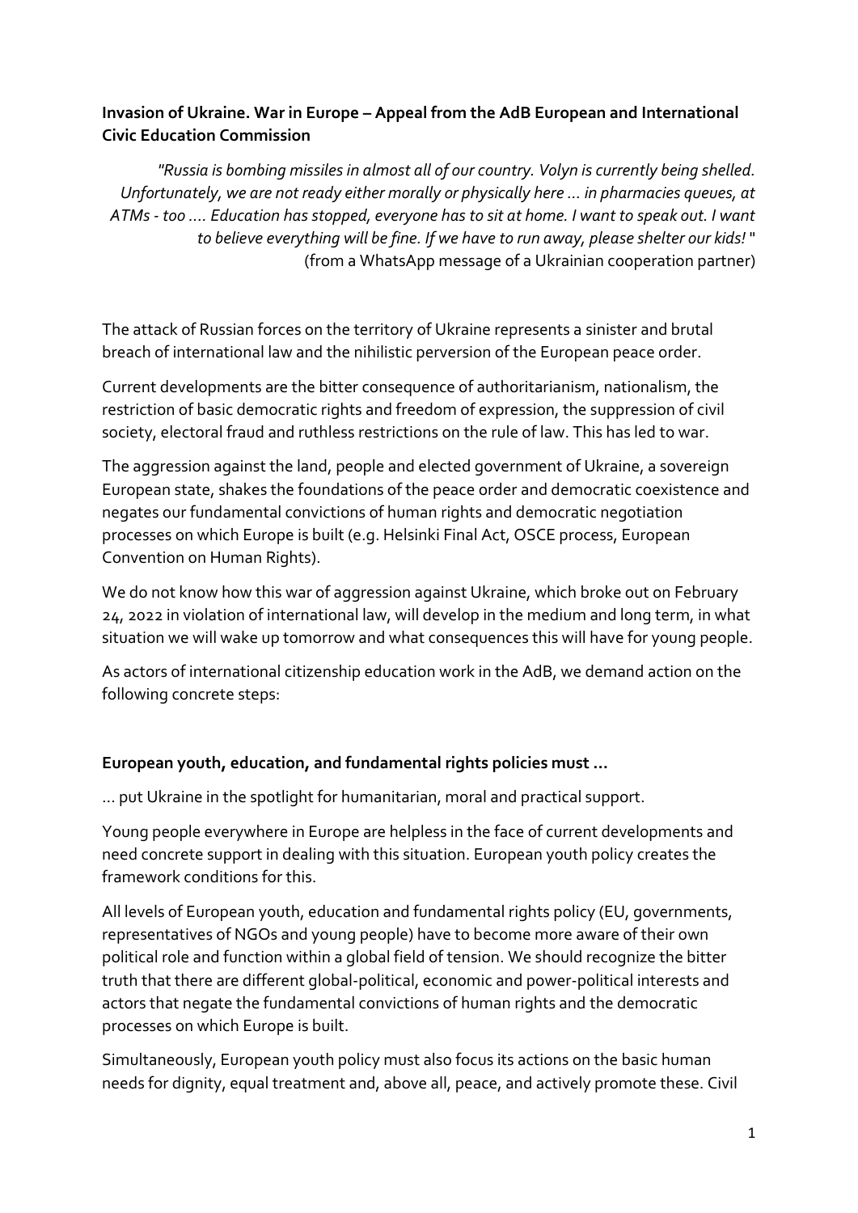**Invasion of Ukraine. War in Europe – Appeal from the AdB European and International Civic Education Commission**

> *"Russia is bombing missiles in almost all of our country. Volyn is currently being shelled. Unfortunately, we are not ready either morally or physically here ... in pharmacies queues, at ATMs - too .... Education has stopped, everyone has to sit at home. I want to speak out. I want to believe everything will be fine. If we have to run away, please shelter our kids!"*
> (from a WhatsApp message of a Ukrainian cooperation partner)

The attack of Russian forces on the territory of Ukraine represents a sinister and brutal breach of international law and the nihilistic perversion of the European peace order.

Current developments are the bitter consequence of authoritarianism, nationalism, the restriction of basic democratic rights and freedom of expression, the suppression of civil society, electoral fraud and ruthless restrictions on the rule of law. This has led to war.

The aggression against the land, people and elected government of Ukraine, a sovereign European state, shakes the foundations of the peace order and democratic coexistence and negates our fundamental convictions of human rights and democratic negotiation processes on which Europe is built (e.g. Helsinki Final Act, OSCE process, European Convention on Human Rights).

We do not know how this war of aggression against Ukraine, which broke out on February 24, 2022 in violation of international law, will develop in the medium and long term, in what situation we will wake up tomorrow and what consequences this will have for young people.

As actors of international citizenship education work in the AdB, we demand action on the following concrete steps:

**European youth, education, and fundamental rights policies must ...**

... put Ukraine in the spotlight for humanitarian, moral and practical support.

Young people everywhere in Europe are helpless in the face of current developments and need concrete support in dealing with this situation. European youth policy creates the framework conditions for this.

All levels of European youth, education and fundamental rights policy (EU, governments, representatives of NGOs and young people) have to become more aware of their own political role and function within a global field of tension. We should recognize the bitter truth that there are different global-political, economic and power-political interests and actors that negate the fundamental convictions of human rights and the democratic processes on which Europe is built.

Simultaneously, European youth policy must also focus its actions on the basic human needs for dignity, equal treatment and, above all, peace, and actively promote these. Civil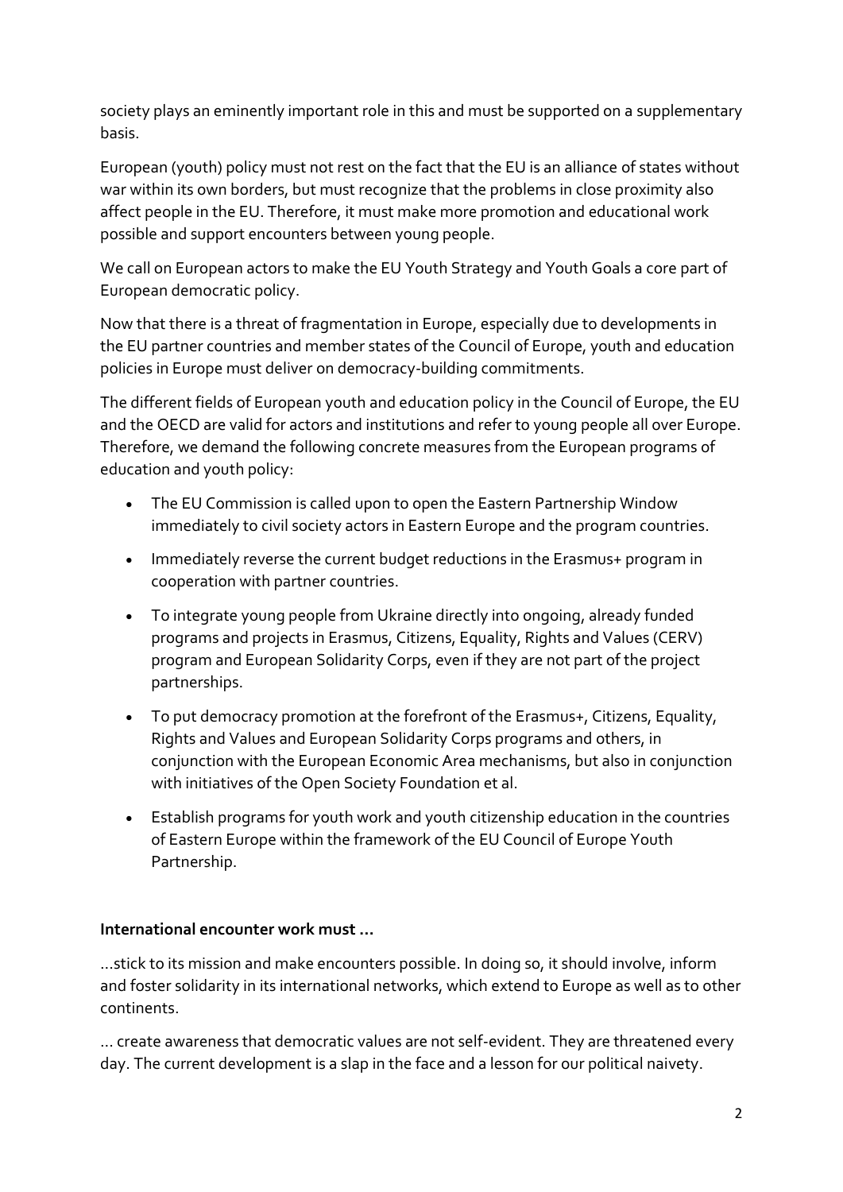society plays an eminently important role in this and must be supported on a supplementary basis.

European (youth) policy must not rest on the fact that the EU is an alliance of states without war within its own borders, but must recognize that the problems in close proximity also affect people in the EU. Therefore, it must make more promotion and educational work possible and support encounters between young people.

We call on European actors to make the EU Youth Strategy and Youth Goals a core part of European democratic policy.

Now that there is a threat of fragmentation in Europe, especially due to developments in the EU partner countries and member states of the Council of Europe, youth and education policies in Europe must deliver on democracy-building commitments.

The different fields of European youth and education policy in the Council of Europe, the EU and the OECD are valid for actors and institutions and refer to young people all over Europe. Therefore, we demand the following concrete measures from the European programs of education and youth policy:

- The EU Commission is called upon to open the Eastern Partnership Window immediately to civil society actors in Eastern Europe and the program countries.
- Immediately reverse the current budget reductions in the Erasmus+ program in cooperation with partner countries.
- To integrate young people from Ukraine directly into ongoing, already funded programs and projects in Erasmus, Citizens, Equality, Rights and Values (CERV) program and European Solidarity Corps, even if they are not part of the project partnerships.
- To put democracy promotion at the forefront of the Erasmus+, Citizens, Equality, Rights and Values and European Solidarity Corps programs and others, in conjunction with the European Economic Area mechanisms, but also in conjunction with initiatives of the Open Society Foundation et al.
- Establish programs for youth work and youth citizenship education in the countries of Eastern Europe within the framework of the EU Council of Europe Youth Partnership.

**International encounter work must ...**

...stick to its mission and make encounters possible. In doing so, it should involve, inform and foster solidarity in its international networks, which extend to Europe as well as to other continents.

... create awareness that democratic values are not self-evident. They are threatened every day. The current development is a slap in the face and a lesson for our political naivety.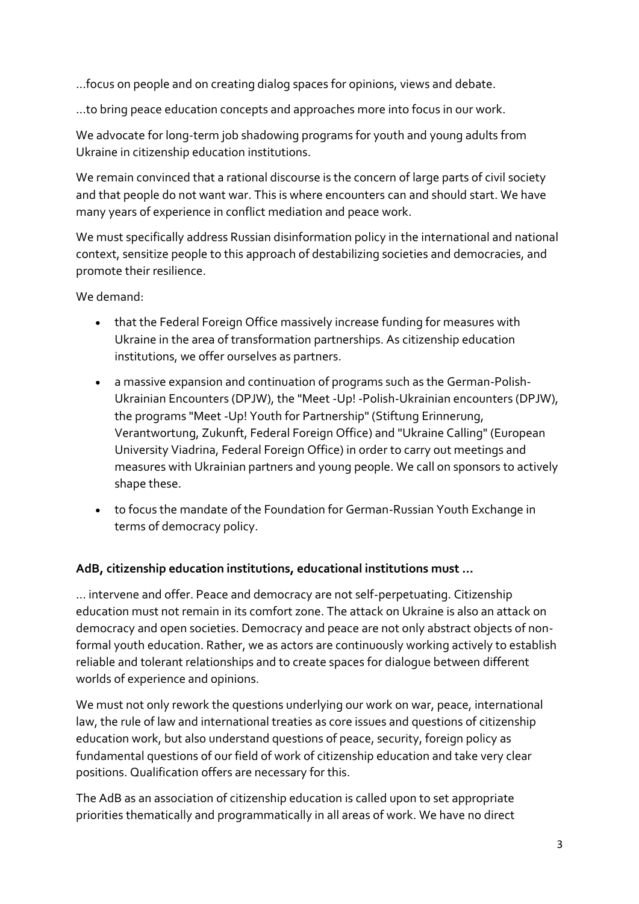...focus on people and on creating dialog spaces for opinions, views and debate.

...to bring peace education concepts and approaches more into focus in our work.

We advocate for long-term job shadowing programs for youth and young adults from Ukraine in citizenship education institutions.

We remain convinced that a rational discourse is the concern of large parts of civil society and that people do not want war. This is where encounters can and should start. We have many years of experience in conflict mediation and peace work.

We must specifically address Russian disinformation policy in the international and national context, sensitize people to this approach of destabilizing societies and democracies, and promote their resilience.

We demand:

- that the Federal Foreign Office massively increase funding for measures with Ukraine in the area of transformation partnerships. As citizenship education institutions, we offer ourselves as partners.
- a massive expansion and continuation of programs such as the German-Polish-Ukrainian Encounters (DPJW), the "Meet -Up! -Polish-Ukrainian encounters (DPJW), the programs "Meet -Up! Youth for Partnership" (Stiftung Erinnerung, Verantwortung, Zukunft, Federal Foreign Office) and "Ukraine Calling" (European University Viadrina, Federal Foreign Office) in order to carry out meetings and measures with Ukrainian partners and young people. We call on sponsors to actively shape these.
- to focus the mandate of the Foundation for German-Russian Youth Exchange in terms of democracy policy.

**AdB, citizenship education institutions, educational institutions must ...**

... intervene and offer. Peace and democracy are not self-perpetuating. Citizenship education must not remain in its comfort zone. The attack on Ukraine is also an attack on democracy and open societies. Democracy and peace are not only abstract objects of non-formal youth education. Rather, we as actors are continuously working actively to establish reliable and tolerant relationships and to create spaces for dialogue between different worlds of experience and opinions.

We must not only rework the questions underlying our work on war, peace, international law, the rule of law and international treaties as core issues and questions of citizenship education work, but also understand questions of peace, security, foreign policy as fundamental questions of our field of work of citizenship education and take very clear positions. Qualification offers are necessary for this.

The AdB as an association of citizenship education is called upon to set appropriate priorities thematically and programmatically in all areas of work. We have no direct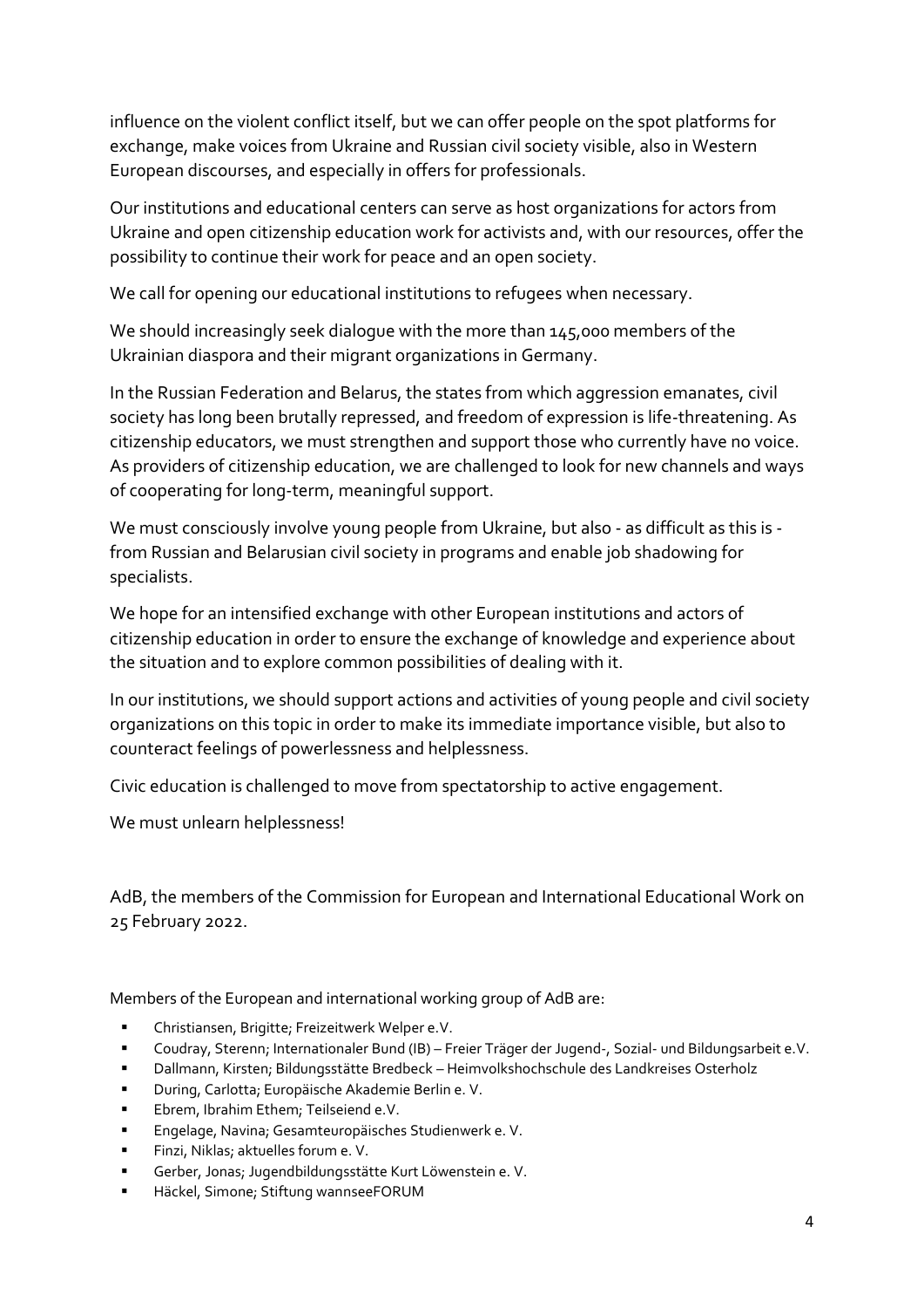influence on the violent conflict itself, but we can offer people on the spot platforms for exchange, make voices from Ukraine and Russian civil society visible, also in Western European discourses, and especially in offers for professionals.

Our institutions and educational centers can serve as host organizations for actors from Ukraine and open citizenship education work for activists and, with our resources, offer the possibility to continue their work for peace and an open society.

We call for opening our educational institutions to refugees when necessary.

We should increasingly seek dialogue with the more than 145,000 members of the Ukrainian diaspora and their migrant organizations in Germany.

In the Russian Federation and Belarus, the states from which aggression emanates, civil society has long been brutally repressed, and freedom of expression is life-threatening. As citizenship educators, we must strengthen and support those who currently have no voice. As providers of citizenship education, we are challenged to look for new channels and ways of cooperating for long-term, meaningful support.

We must consciously involve young people from Ukraine, but also - as difficult as this is - from Russian and Belarusian civil society in programs and enable job shadowing for specialists.

We hope for an intensified exchange with other European institutions and actors of citizenship education in order to ensure the exchange of knowledge and experience about the situation and to explore common possibilities of dealing with it.

In our institutions, we should support actions and activities of young people and civil society organizations on this topic in order to make its immediate importance visible, but also to counteract feelings of powerlessness and helplessness.

Civic education is challenged to move from spectatorship to active engagement.

We must unlearn helplessness!

AdB, the members of the Commission for European and International Educational Work on 25 February 2022.

Members of the European and international working group of AdB are:

- Christiansen, Brigitte; Freizeitwerk Welper e.V.
- Coudray, Sterenn; Internationaler Bund (IB) – Freier Träger der Jugend-, Sozial- und Bildungsarbeit e.V.
- Dallmann, Kirsten; Bildungsstätte Bredbeck – Heimvolkshochschule des Landkreises Osterholz
- During, Carlotta; Europäische Akademie Berlin e. V.
- Ebrem, Ibrahim Ethem; Teilseiend e.V.
- Engelage, Navina; Gesamteuropäisches Studienwerk e. V.
- Finzi, Niklas; aktuelles forum e. V.
- Gerber, Jonas; Jugendbildungsstätte Kurt Löwenstein e. V.
- Häckel, Simone; Stiftung wannseeFORUM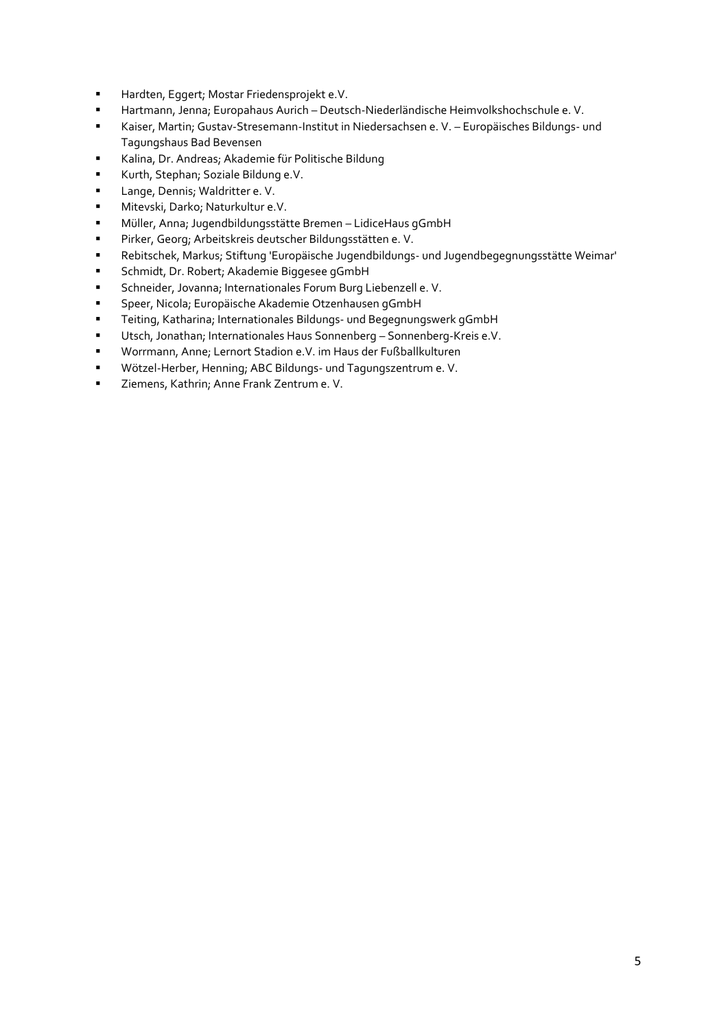- Hardten, Eggert; Mostar Friedensprojekt e.V.
- Hartmann, Jenna; Europahaus Aurich – Deutsch-Niederländische Heimvolkshochschule e. V.
- Kaiser, Martin; Gustav-Stresemann-Institut in Niedersachsen e. V. – Europäisches Bildungs- und Tagungshaus Bad Bevensen
- Kalina, Dr. Andreas; Akademie für Politische Bildung
- Kurth, Stephan; Soziale Bildung e.V.
- Lange, Dennis; Waldritter e. V.
- Mitevski, Darko; Naturkultur e.V.
- Müller, Anna; Jugendbildungsstätte Bremen – LidiceHaus gGmbH
- Pirker, Georg; Arbeitskreis deutscher Bildungsstätten e. V.
- Rebitschek, Markus; Stiftung 'Europäische Jugendbildungs- und Jugendbegegnungsstätte Weimar'
- Schmidt, Dr. Robert; Akademie Biggesee gGmbH
- Schneider, Jovanna; Internationales Forum Burg Liebenzell e. V.
- Speer, Nicola; Europäische Akademie Otzenhausen gGmbH
- Teiting, Katharina; Internationales Bildungs- und Begegnungswerk gGmbH
- Utsch, Jonathan; Internationales Haus Sonnenberg – Sonnenberg-Kreis e.V.
- Worrmann, Anne; Lernort Stadion e.V. im Haus der Fußballkulturen
- Wötzel-Herber, Henning; ABC Bildungs- und Tagungszentrum e. V.
- Ziemens, Kathrin; Anne Frank Zentrum e. V.